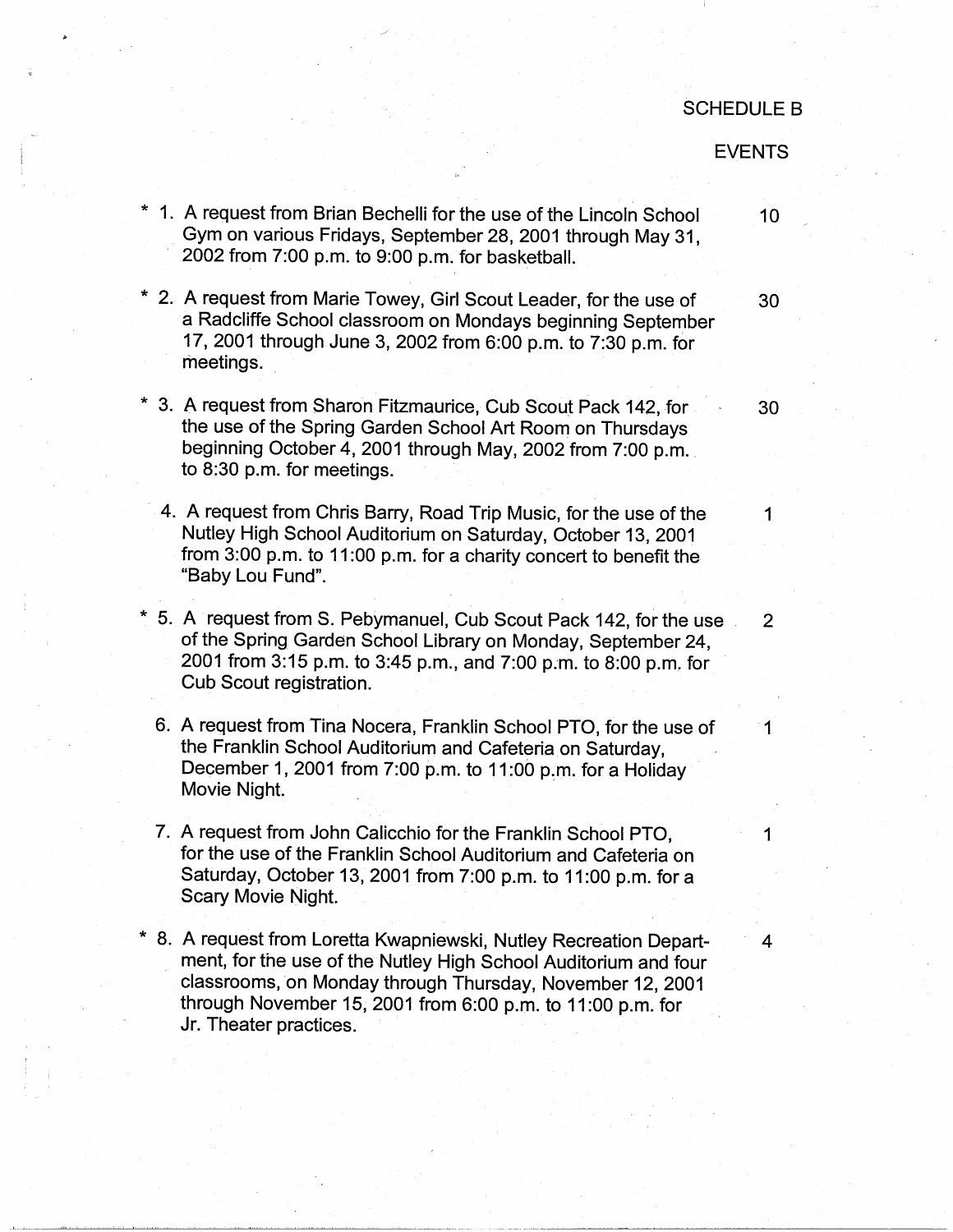SCHEDULE B

EVENTS

| | | |
|---|---|---|
| * 1. | A request from Brian Bechelli for the use of the Lincoln School Gym on various Fridays, September 28, 2001 through May 31, 2002 from 7:00 p.m. to 9:00 p.m. for basketball. | 10 |
| * 2. | A request from Marie Towey, Girl Scout Leader, for the use of a Radcliffe School classroom on Mondays beginning September 17, 2001 through June 3, 2002 from 6:00 p.m. to 7:30 p.m. for meetings. | 30 |
| * 3. | A request from Sharon Fitzmaurice, Cub Scout Pack 142, for the use of the Spring Garden School Art Room on Thursdays beginning October 4, 2001 through May, 2002 from 7:00 p.m. to 8:30 p.m. for meetings. | 30 |
| 4. | A request from Chris Barry, Road Trip Music, for the use of the Nutley High School Auditorium on Saturday, October 13, 2001 from 3:00 p.m. to 11:00 p.m. for a charity concert to benefit the "Baby Lou Fund". | 1 |
| * 5. | A request from S. Pebymanuel, Cub Scout Pack 142, for the use of the Spring Garden School Library on Monday, September 24, 2001 from 3:15 p.m. to 3:45 p.m., and 7:00 p.m. to 8:00 p.m. for Cub Scout registration. | 2 |
| 6. | A request from Tina Nocera, Franklin School PTO, for the use of the Franklin School Auditorium and Cafeteria on Saturday, December 1, 2001 from 7:00 p.m. to 11:00 p.m. for a Holiday Movie Night. | 1 |
| 7. | A request from John Calicchio for the Franklin School PTO, for the use of the Franklin School Auditorium and Cafeteria on Saturday, October 13, 2001 from 7:00 p.m. to 11:00 p.m. for a Scary Movie Night. | 1 |
| * 8. | A request from Loretta Kwapniewski, Nutley Recreation Department, for the use of the Nutley High School Auditorium and four classrooms, on Monday through Thursday, November 12, 2001 through November 15, 2001 from 6:00 p.m. to 11:00 p.m. for Jr. Theater practices. | 4 |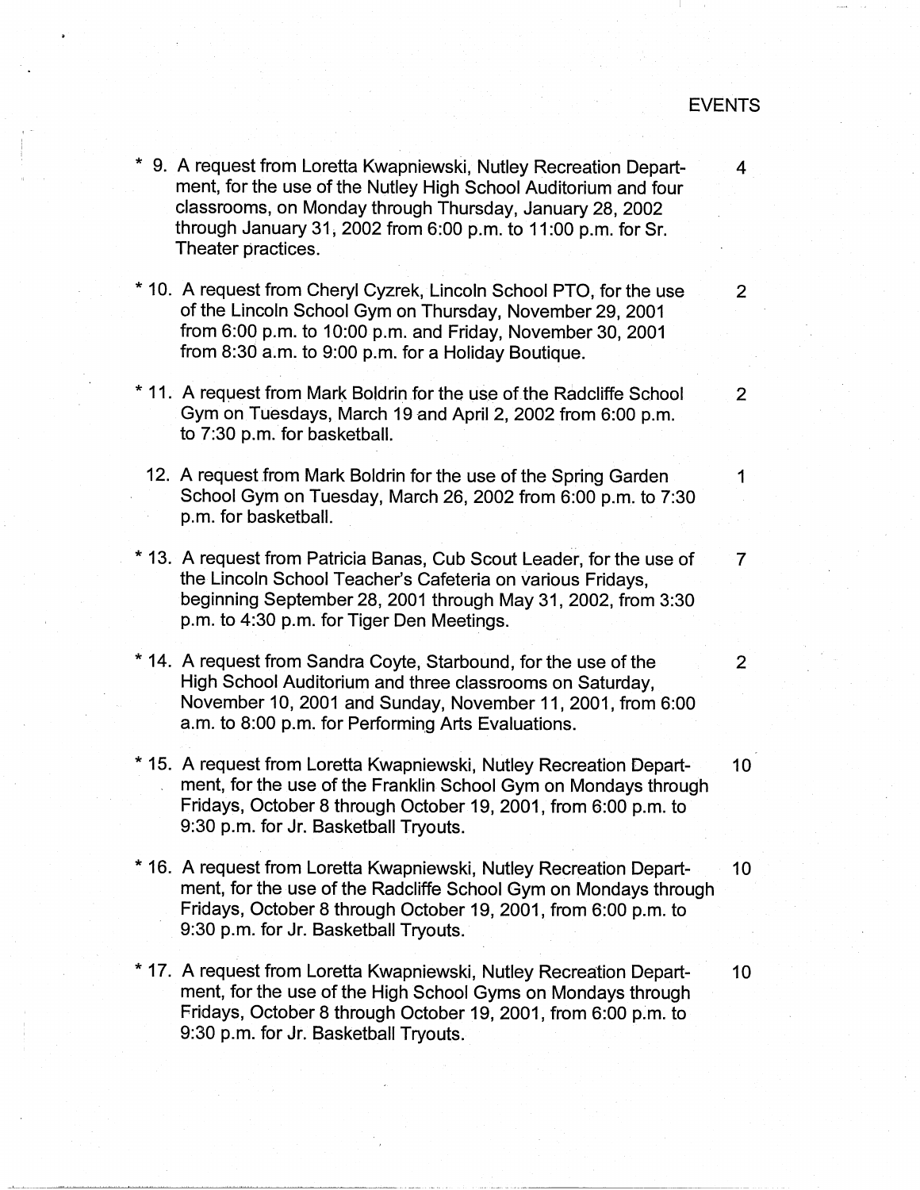EVENTS

| | | |
|---|---|---|
| * 9. | A request from Loretta Kwapniewski, Nutley Recreation Department, for the use of the Nutley High School Auditorium and four classrooms, on Monday through Thursday, January 28, 2002 through January 31, 2002 from 6:00 p.m. to 11:00 p.m. for Sr. Theater practices. | 4 |
| * 10. | A request from Cheryl Cyzrek, Lincoln School PTO, for the use of the Lincoln School Gym on Thursday, November 29, 2001 from 6:00 p.m. to 10:00 p.m. and Friday, November 30, 2001 from 8:30 a.m. to 9:00 p.m. for a Holiday Boutique. | 2 |
| * 11. | A request from Mark Boldrin for the use of the Radcliffe School Gym on Tuesdays, March 19 and April 2, 2002 from 6:00 p.m. to 7:30 p.m. for basketball. | 2 |
| 12. | A request from Mark Boldrin for the use of the Spring Garden School Gym on Tuesday, March 26, 2002 from 6:00 p.m. to 7:30 p.m. for basketball. | 1 |
| * 13. | A request from Patricia Banas, Cub Scout Leader, for the use of the Lincoln School Teacher's Cafeteria on various Fridays, beginning September 28, 2001 through May 31, 2002, from 3:30 p.m. to 4:30 p.m. for Tiger Den Meetings. | 7 |
| * 14. | A request from Sandra Coyte, Starbound, for the use of the High School Auditorium and three classrooms on Saturday, November 10, 2001 and Sunday, November 11, 2001, from 6:00 a.m. to 8:00 p.m. for Performing Arts Evaluations. | 2 |
| * 15. | A request from Loretta Kwapniewski, Nutley Recreation Department, for the use of the Franklin School Gym on Mondays through Fridays, October 8 through October 19, 2001, from 6:00 p.m. to 9:30 p.m. for Jr. Basketball Tryouts. | 10 |
| * 16. | A request from Loretta Kwapniewski, Nutley Recreation Department, for the use of the Radcliffe School Gym on Mondays through Fridays, October 8 through October 19, 2001, from 6:00 p.m. to 9:30 p.m. for Jr. Basketball Tryouts. | 10 |
| * 17. | A request from Loretta Kwapniewski, Nutley Recreation Department, for the use of the High School Gyms on Mondays through Fridays, October 8 through October 19, 2001, from 6:00 p.m. to 9:30 p.m. for Jr. Basketball Tryouts. | 10 |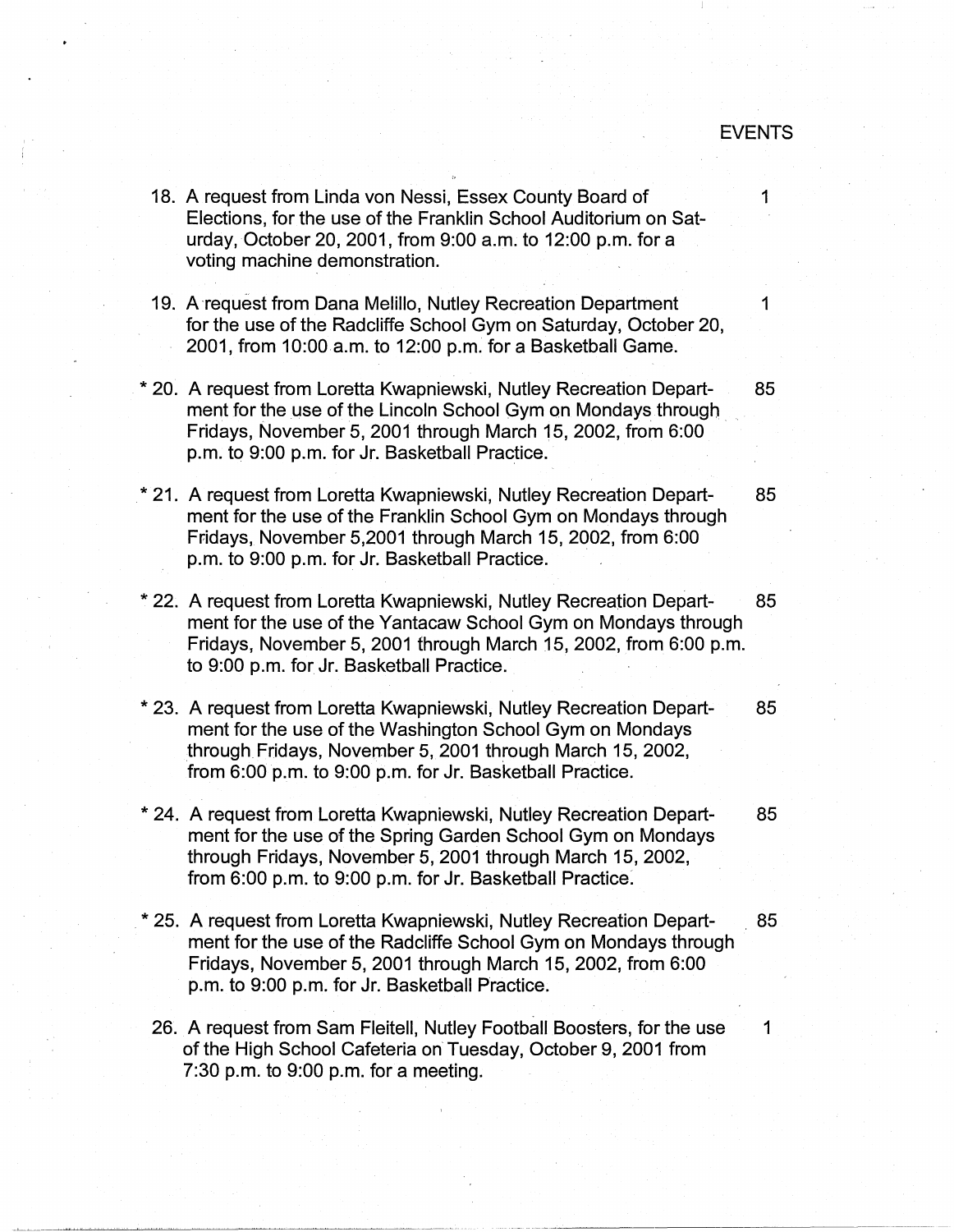EVENTS

| | | |
|---|---|---|
| 18. | A request from Linda von Nessi, Essex County Board of Elections, for the use of the Franklin School Auditorium on Saturday, October 20, 2001, from 9:00 a.m. to 12:00 p.m. for a voting machine demonstration. | 1 |
| 19. | A request from Dana Melillo, Nutley Recreation Department for the use of the Radcliffe School Gym on Saturday, October 20, 2001, from 10:00 a.m. to 12:00 p.m. for a Basketball Game. | 1 |
| * 20. | A request from Loretta Kwapniewski, Nutley Recreation Department for the use of the Lincoln School Gym on Mondays through Fridays, November 5, 2001 through March 15, 2002, from 6:00 p.m. to 9:00 p.m. for Jr. Basketball Practice. | 85 |
| * 21. | A request from Loretta Kwapniewski, Nutley Recreation Department for the use of the Franklin School Gym on Mondays through Fridays, November 5,2001 through March 15, 2002, from 6:00 p.m. to 9:00 p.m. for Jr. Basketball Practice. | 85 |
| * 22. | A request from Loretta Kwapniewski, Nutley Recreation Department for the use of the Yantacaw School Gym on Mondays through Fridays, November 5, 2001 through March 15, 2002, from 6:00 p.m. to 9:00 p.m. for Jr. Basketball Practice. | 85 |
| * 23. | A request from Loretta Kwapniewski, Nutley Recreation Department for the use of the Washington School Gym on Mondays through Fridays, November 5, 2001 through March 15, 2002, from 6:00 p.m. to 9:00 p.m. for Jr. Basketball Practice. | 85 |
| * 24. | A request from Loretta Kwapniewski, Nutley Recreation Department for the use of the Spring Garden School Gym on Mondays through Fridays, November 5, 2001 through March 15, 2002, from 6:00 p.m. to 9:00 p.m. for Jr. Basketball Practice. | 85 |
| * 25. | A request from Loretta Kwapniewski, Nutley Recreation Department for the use of the Radcliffe School Gym on Mondays through Fridays, November 5, 2001 through March 15, 2002, from 6:00 p.m. to 9:00 p.m. for Jr. Basketball Practice. | 85 |
| 26. | A request from Sam Fleitell, Nutley Football Boosters, for the use of the High School Cafeteria on Tuesday, October 9, 2001 from 7:30 p.m. to 9:00 p.m. for a meeting. | 1 |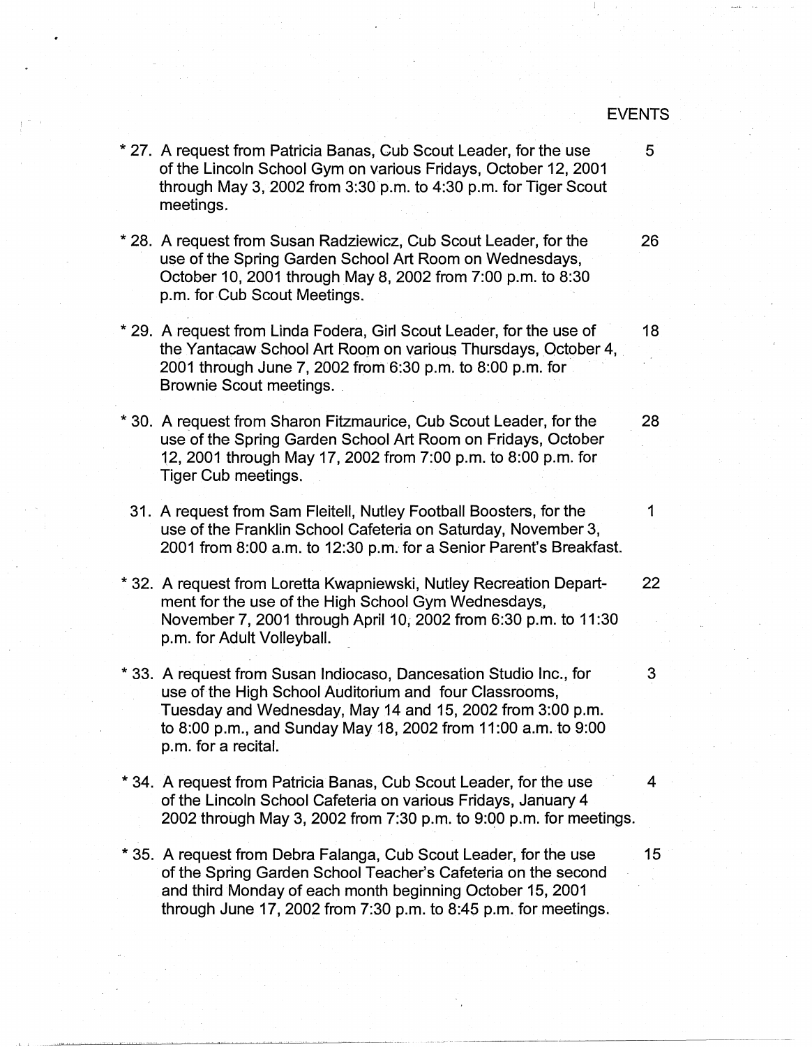EVENTS

| | | EVENTS |
|---|---|---|
| * 27. | A request from Patricia Banas, Cub Scout Leader, for the use of the Lincoln School Gym on various Fridays, October 12, 2001 through May 3, 2002 from 3:30 p.m. to 4:30 p.m. for Tiger Scout meetings. | 5 |
| * 28. | A request from Susan Radziewicz, Cub Scout Leader, for the use of the Spring Garden School Art Room on Wednesdays, October 10, 2001 through May 8, 2002 from 7:00 p.m. to 8:30 p.m. for Cub Scout Meetings. | 26 |
| * 29. | A request from Linda Fodera, Girl Scout Leader, for the use of the Yantacaw School Art Room on various Thursdays, October 4, 2001 through June 7, 2002 from 6:30 p.m. to 8:00 p.m. for Brownie Scout meetings. | 18 |
| * 30. | A request from Sharon Fitzmaurice, Cub Scout Leader, for the use of the Spring Garden School Art Room on Fridays, October 12, 2001 through May 17, 2002 from 7:00 p.m. to 8:00 p.m. for Tiger Cub meetings. | 28 |
| 31. | A request from Sam Fleitell, Nutley Football Boosters, for the use of the Franklin School Cafeteria on Saturday, November 3, 2001 from 8:00 a.m. to 12:30 p.m. for a Senior Parent's Breakfast. | 1 |
| * 32. | A request from Loretta Kwapniewski, Nutley Recreation Department for the use of the High School Gym Wednesdays, November 7, 2001 through April 10, 2002 from 6:30 p.m. to 11:30 p.m. for Adult Volleyball. | 22 |
| * 33. | A request from Susan Indiocaso, Dancesation Studio Inc., for use of the High School Auditorium and four Classrooms, Tuesday and Wednesday, May 14 and 15, 2002 from 3:00 p.m. to 8:00 p.m., and Sunday May 18, 2002 from 11:00 a.m. to 9:00 p.m. for a recital. | 3 |
| * 34. | A request from Patricia Banas, Cub Scout Leader, for the use of the Lincoln School Cafeteria on various Fridays, January 4 2002 through May 3, 2002 from 7:30 p.m. to 9:00 p.m. for meetings. | 4 |
| * 35. | A request from Debra Falanga, Cub Scout Leader, for the use of the Spring Garden School Teacher's Cafeteria on the second and third Monday of each month beginning October 15, 2001 through June 17, 2002 from 7:30 p.m. to 8:45 p.m. for meetings. | 15 |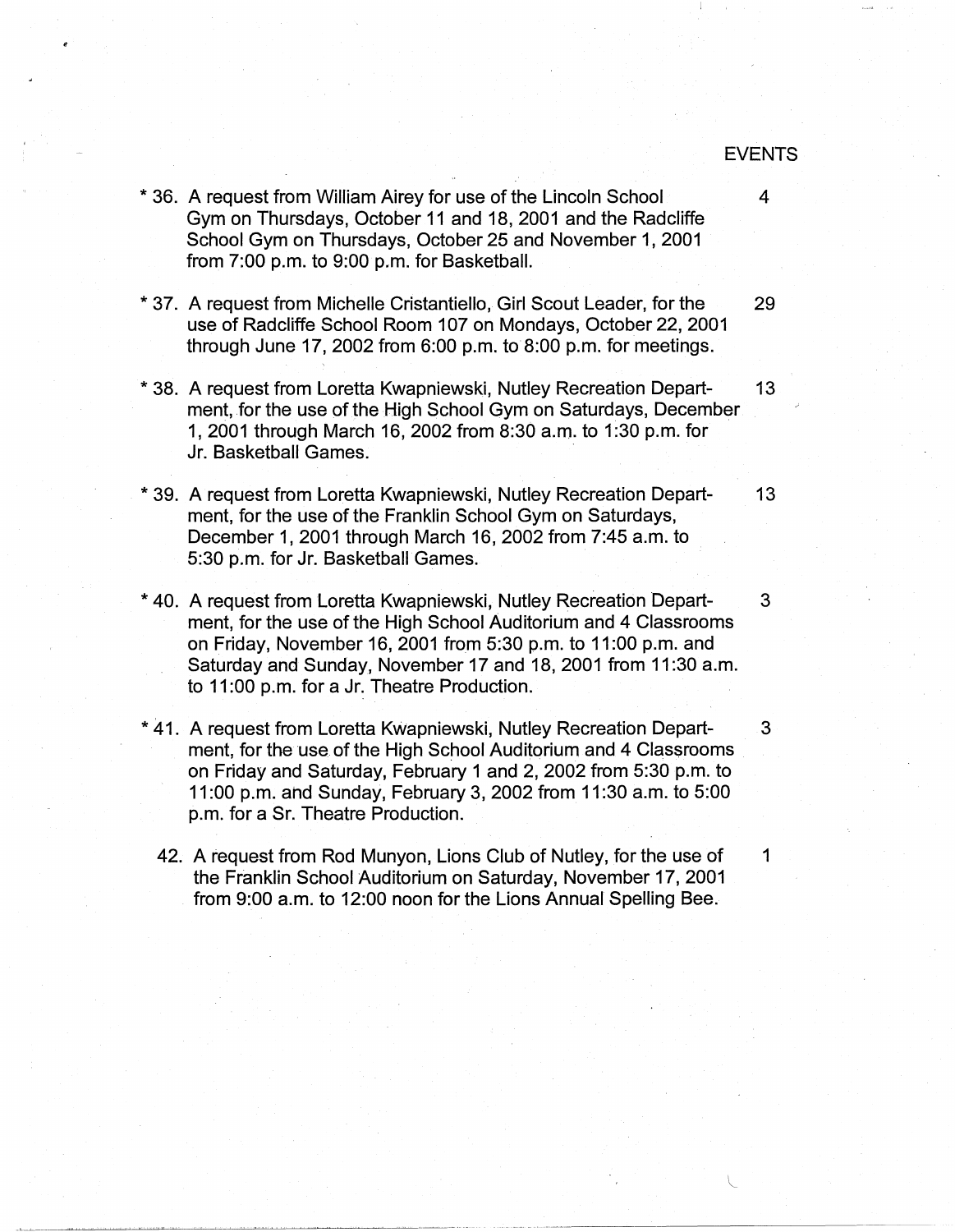EVENTS

| | | |
|---|---|---|
| * 36. | A request from William Airey for use of the Lincoln School Gym on Thursdays, October 11 and 18, 2001 and the Radcliffe School Gym on Thursdays, October 25 and November 1, 2001 from 7:00 p.m. to 9:00 p.m. for Basketball. | 4 |
| * 37. | A request from Michelle Cristantiello, Girl Scout Leader, for the use of Radcliffe School Room 107 on Mondays, October 22, 2001 through June 17, 2002 from 6:00 p.m. to 8:00 p.m. for meetings. | 29 |
| * 38. | A request from Loretta Kwapniewski, Nutley Recreation Department, for the use of the High School Gym on Saturdays, December 1, 2001 through March 16, 2002 from 8:30 a.m. to 1:30 p.m. for Jr. Basketball Games. | 13 |
| * 39. | A request from Loretta Kwapniewski, Nutley Recreation Department, for the use of the Franklin School Gym on Saturdays, December 1, 2001 through March 16, 2002 from 7:45 a.m. to 5:30 p.m. for Jr. Basketball Games. | 13 |
| * 40. | A request from Loretta Kwapniewski, Nutley Recreation Department, for the use of the High School Auditorium and 4 Classrooms on Friday, November 16, 2001 from 5:30 p.m. to 11:00 p.m. and Saturday and Sunday, November 17 and 18, 2001 from 11:30 a.m. to 11:00 p.m. for a Jr. Theatre Production. | 3 |
| * 41. | A request from Loretta Kwapniewski, Nutley Recreation Department, for the use of the High School Auditorium and 4 Classrooms on Friday and Saturday, February 1 and 2, 2002 from 5:30 p.m. to 11:00 p.m. and Sunday, February 3, 2002 from 11:30 a.m. to 5:00 p.m. for a Sr. Theatre Production. | 3 |
| 42. | A request from Rod Munyon, Lions Club of Nutley, for the use of the Franklin School Auditorium on Saturday, November 17, 2001 from 9:00 a.m. to 12:00 noon for the Lions Annual Spelling Bee. | 1 |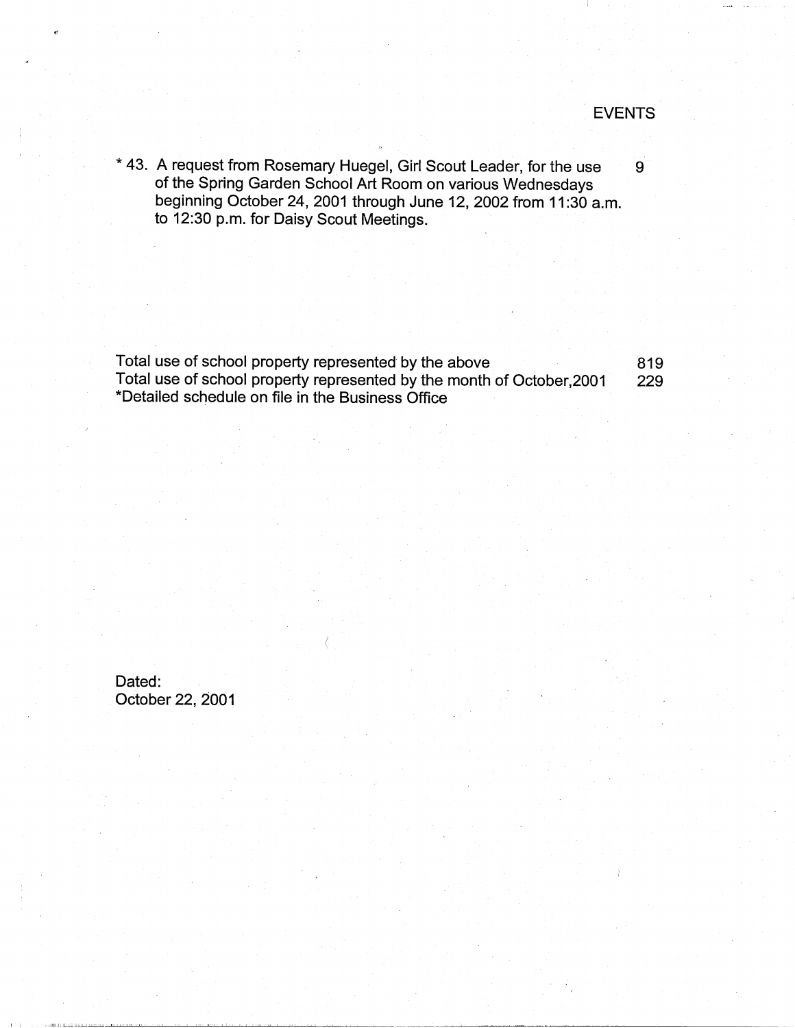EVENTS

* 43. A request from Rosemary Huegel, Girl Scout Leader, for the use of the Spring Garden School Art Room on various Wednesdays beginning October 24, 2001 through June 12, 2002 from 11:30 a.m. to 12:30 p.m. for Daisy Scout Meetings. 9

Total use of school property represented by the above 819
Total use of school property represented by the month of October,2001 229
*Detailed schedule on file in the Business Office

Dated:
October 22, 2001